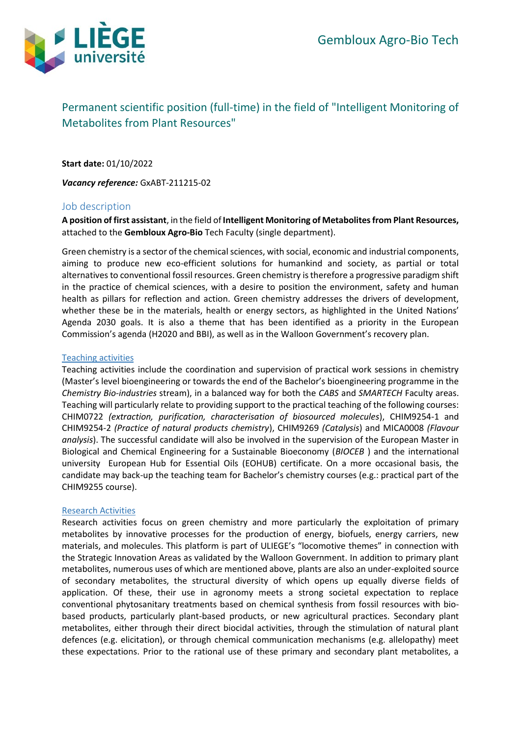Gembloux Agro-Bio Tech

# Permanent scientific position (full-time) in the field of "Intelligent Monitoring of Metabolites from Plant Resources"

**Start date:** 01/10/2022

***Vacancy reference:*** GxABT-211215-02

## Job description

**A position of first assistant**, in the field of **Intelligent Monitoring of Metabolites from Plant Resources,** attached to the **Gembloux Agro-Bio** Tech Faculty (single department).

Green chemistry is a sector of the chemical sciences, with social, economic and industrial components, aiming to produce new eco-efficient solutions for humankind and society, as partial or total alternatives to conventional fossil resources. Green chemistry is therefore a progressive paradigm shift in the practice of chemical sciences, with a desire to position the environment, safety and human health as pillars for reflection and action. Green chemistry addresses the drivers of development, whether these be in the materials, health or energy sectors, as highlighted in the United Nations' Agenda 2030 goals. It is also a theme that has been identified as a priority in the European Commission's agenda (H2020 and BBI), as well as in the Walloon Government's recovery plan.

### Teaching activities

Teaching activities include the coordination and supervision of practical work sessions in chemistry (Master's level bioengineering or towards the end of the Bachelor's bioengineering programme in the *Chemistry Bio-industries* stream), in a balanced way for both the *CABS* and *SMARTECH* Faculty areas. Teaching will particularly relate to providing support to the practical teaching of the following courses: CHIM0722 *(extraction, purification, characterisation of biosourced molecules*), CHIM9254-1 and CHIM9254-2 *(Practice of natural products chemistry*), CHIM9269 *(Catalysis*) and MICA0008 *(Flavour analysis*). The successful candidate will also be involved in the supervision of the European Master in Biological and Chemical Engineering for a Sustainable Bioeconomy (*BIOCEB* ) and the international university European Hub for Essential Oils (EOHUB) certificate. On a more occasional basis, the candidate may back-up the teaching team for Bachelor's chemistry courses (e.g.: practical part of the CHIM9255 course).

### Research Activities

Research activities focus on green chemistry and more particularly the exploitation of primary metabolites by innovative processes for the production of energy, biofuels, energy carriers, new materials, and molecules. This platform is part of ULIEGE's "locomotive themes" in connection with the Strategic Innovation Areas as validated by the Walloon Government. In addition to primary plant metabolites, numerous uses of which are mentioned above, plants are also an under-exploited source of secondary metabolites, the structural diversity of which opens up equally diverse fields of application. Of these, their use in agronomy meets a strong societal expectation to replace conventional phytosanitary treatments based on chemical synthesis from fossil resources with bio-based products, particularly plant-based products, or new agricultural practices. Secondary plant metabolites, either through their direct biocidal activities, through the stimulation of natural plant defences (e.g. elicitation), or through chemical communication mechanisms (e.g. allelopathy) meet these expectations. Prior to the rational use of these primary and secondary plant metabolites, a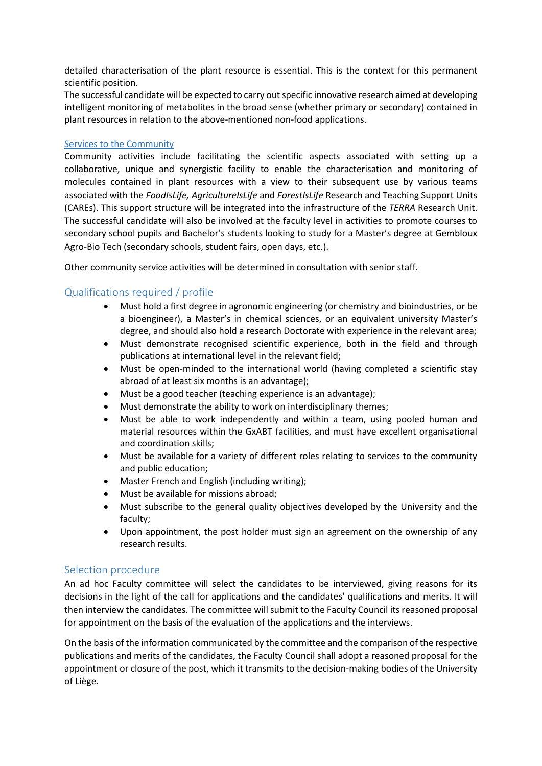detailed characterisation of the plant resource is essential. This is the context for this permanent scientific position.
The successful candidate will be expected to carry out specific innovative research aimed at developing intelligent monitoring of metabolites in the broad sense (whether primary or secondary) contained in plant resources in relation to the above-mentioned non-food applications.

### Services to the Community

Community activities include facilitating the scientific aspects associated with setting up a collaborative, unique and synergistic facility to enable the characterisation and monitoring of molecules contained in plant resources with a view to their subsequent use by various teams associated with the *FoodIsLife, AgricultureIsLife* and *ForestIsLife* Research and Teaching Support Units (CAREs). This support structure will be integrated into the infrastructure of the *TERRA* Research Unit. The successful candidate will also be involved at the faculty level in activities to promote courses to secondary school pupils and Bachelor's students looking to study for a Master's degree at Gembloux Agro-Bio Tech (secondary schools, student fairs, open days, etc.).

Other community service activities will be determined in consultation with senior staff.

## Qualifications required / profile

- Must hold a first degree in agronomic engineering (or chemistry and bioindustries, or be a bioengineer), a Master's in chemical sciences, or an equivalent university Master's degree, and should also hold a research Doctorate with experience in the relevant area;
- Must demonstrate recognised scientific experience, both in the field and through publications at international level in the relevant field;
- Must be open-minded to the international world (having completed a scientific stay abroad of at least six months is an advantage);
- Must be a good teacher (teaching experience is an advantage);
- Must demonstrate the ability to work on interdisciplinary themes;
- Must be able to work independently and within a team, using pooled human and material resources within the GxABT facilities, and must have excellent organisational and coordination skills;
- Must be available for a variety of different roles relating to services to the community and public education;
- Master French and English (including writing);
- Must be available for missions abroad;
- Must subscribe to the general quality objectives developed by the University and the faculty;
- Upon appointment, the post holder must sign an agreement on the ownership of any research results.

## Selection procedure

An ad hoc Faculty committee will select the candidates to be interviewed, giving reasons for its decisions in the light of the call for applications and the candidates' qualifications and merits. It will then interview the candidates. The committee will submit to the Faculty Council its reasoned proposal for appointment on the basis of the evaluation of the applications and the interviews.

On the basis of the information communicated by the committee and the comparison of the respective publications and merits of the candidates, the Faculty Council shall adopt a reasoned proposal for the appointment or closure of the post, which it transmits to the decision-making bodies of the University of Liège.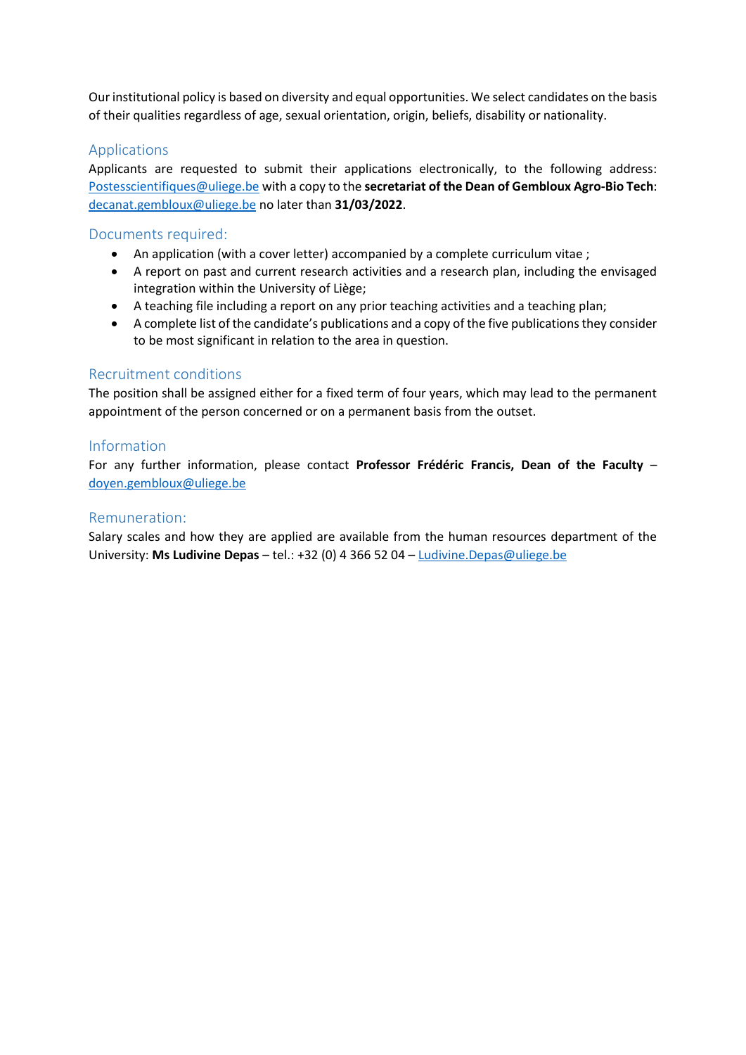Our institutional policy is based on diversity and equal opportunities. We select candidates on the basis of their qualities regardless of age, sexual orientation, origin, beliefs, disability or nationality.

## Applications

Applicants are requested to submit their applications electronically, to the following address: Postesscientifiques@uliege.be with a copy to the **secretariat of the Dean of Gembloux Agro-Bio Tech**: decanat.gembloux@uliege.be no later than **31/03/2022**.

## Documents required:

- An application (with a cover letter) accompanied by a complete curriculum vitae ;
- A report on past and current research activities and a research plan, including the envisaged integration within the University of Liège;
- A teaching file including a report on any prior teaching activities and a teaching plan;
- A complete list of the candidate's publications and a copy of the five publications they consider to be most significant in relation to the area in question.

## Recruitment conditions

The position shall be assigned either for a fixed term of four years, which may lead to the permanent appointment of the person concerned or on a permanent basis from the outset.

## Information

For any further information, please contact **Professor Frédéric Francis, Dean of the Faculty** – doyen.gembloux@uliege.be

## Remuneration:

Salary scales and how they are applied are available from the human resources department of the University: **Ms Ludivine Depas** – tel.: +32 (0) 4 366 52 04 – Ludivine.Depas@uliege.be